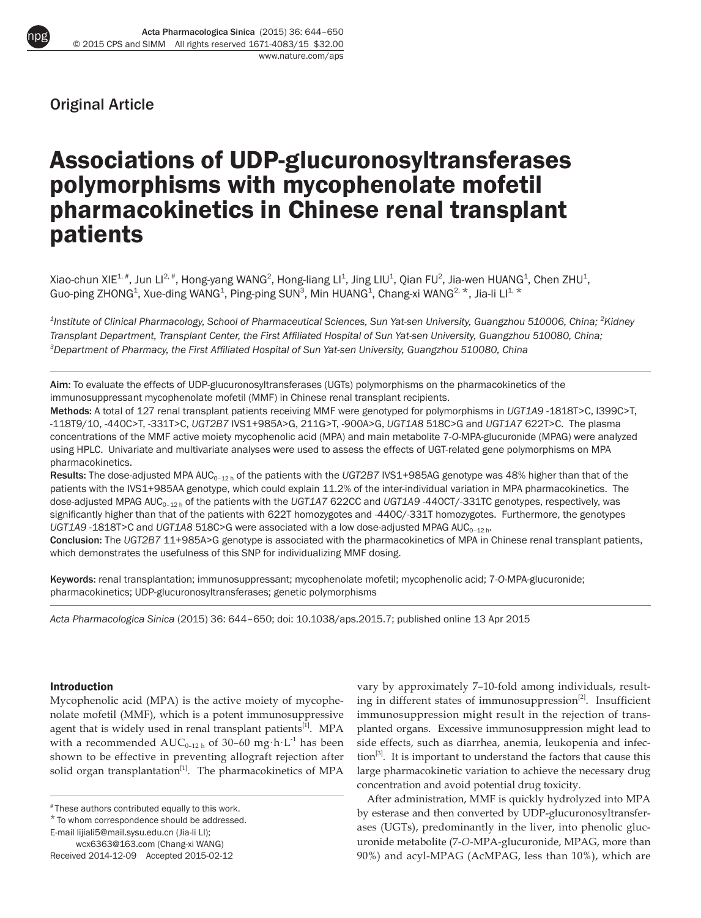Original Article

# Associations of UDP-glucuronosyltransferases polymorphisms with mycophenolate mofetil pharmacokinetics in Chinese renal transplant patients

Xiao-chun XIE[1, #], Jun LI[2, #], Hong-yang WANG[2], Hong-liang LI[1], Jing LIU[1], Qian FU[2], Jia-wen HUANG[1], Chen ZHU[1], Guo-ping ZHONG[1], Xue-ding WANG[1], Ping-ping SUN[3], Min HUANG[1], Chang-xi WANG[2, *], Jia-li LI[1, *]

*[1]Institute of Clinical Pharmacology, School of Pharmaceutical Sciences, Sun Yat-sen University, Guangzhou 510006, China; [2]Kidney Transplant Department, Transplant Center, the First Affiliated Hospital of Sun Yat-sen University, Guangzhou 510080, China; [3]Department of Pharmacy, the First Affiliated Hospital of Sun Yat-sen University, Guangzhou 510080, China*

**Aim:** To evaluate the effects of UDP-glucuronosyltransferases (UGTs) polymorphisms on the pharmacokinetics of the immunosuppressant mycophenolate mofetil (MMF) in Chinese renal transplant recipients.

**Methods:** A total of 127 renal transplant patients receiving MMF were genotyped for polymorphisms in *UGT1A9* -1818T>C, I399C>T, -118T9/10, -440C>T, -331T>C, *UGT2B7* IVS1+985A>G, 211G>T, -900A>G, *UGT1A8* 518C>G and *UGT1A7* 622T>C. The plasma concentrations of the MMF active moiety mycophenolic acid (MPA) and main metabolite 7-*O*-MPA-glucuronide (MPAG) were analyzed using HPLC. Univariate and multivariate analyses were used to assess the effects of UGT-related gene polymorphisms on MPA pharmacokinetics.

**Results:** The dose-adjusted MPA $AUC_{0-12\,h}$ of the patients with the *UGT2B7* IVS1+985AG genotype was 48% higher than that of the patients with the IVS1+985AA genotype, which could explain 11.2% of the inter-individual variation in MPA pharmacokinetics. The dose-adjusted MPAG $AUC_{0-12\,h}$ of the patients with the *UGT1A7* 622CC and *UGT1A9* -440CT/-331TC genotypes, respectively, was significantly higher than that of the patients with 622T homozygotes and -440C/-331T homozygotes. Furthermore, the genotypes *UGT1A9* -1818T>C and *UGT1A8* 518C>G were associated with a low dose-adjusted MPAG $AUC_{0-12\,h}$.

**Conclusion:** The *UGT2B7* 11+985A>G genotype is associated with the pharmacokinetics of MPA in Chinese renal transplant patients, which demonstrates the usefulness of this SNP for individualizing MMF dosing.

**Keywords:** renal transplantation; immunosuppressant; mycophenolate mofetil; mycophenolic acid; 7-*O*-MPA-glucuronide; pharmacokinetics; UDP-glucuronosyltransferases; genetic polymorphisms

*Acta Pharmacologica Sinica* (2015) 36: 644–650; doi: 10.1038/aps.2015.7; published online 13 Apr 2015

## Introduction

Mycophenolic acid (MPA) is the active moiety of mycophenolate mofetil (MMF), which is a potent immunosuppressive agent that is widely used in renal transplant patients[1]. MPA with a recommended $AUC_{0-12\,h}$ of 30–60 $mg \cdot h \cdot L^{-1}$ has been shown to be effective in preventing allograft rejection after solid organ transplantation[1]. The pharmacokinetics of MPA vary by approximately 7–10-fold among individuals, resulting in different states of immunosuppression[2]. Insufficient immunosuppression might result in the rejection of transplanted organs. Excessive immunosuppression might lead to side effects, such as diarrhea, anemia, leukopenia and infection[3]. It is important to understand the factors that cause this large pharmacokinetic variation to achieve the necessary drug concentration and avoid potential drug toxicity.

After administration, MMF is quickly hydrolyzed into MPA by esterase and then converted by UDP-glucuronosyltransferases (UGTs), predominantly in the liver, into phenolic glucuronide metabolite (7-*O*-MPA-glucuronide, MPAG, more than 90%) and acyl-MPAG (AcMPAG, less than 10%), which are

# These authors contributed equally to this work.
\* To whom correspondence should be addressed.
E-mail lijiali5@mail.sysu.edu.cn (Jia-li LI);
wcx6363@163.com (Chang-xi WANG)
Received 2014-12-09 Accepted 2015-02-12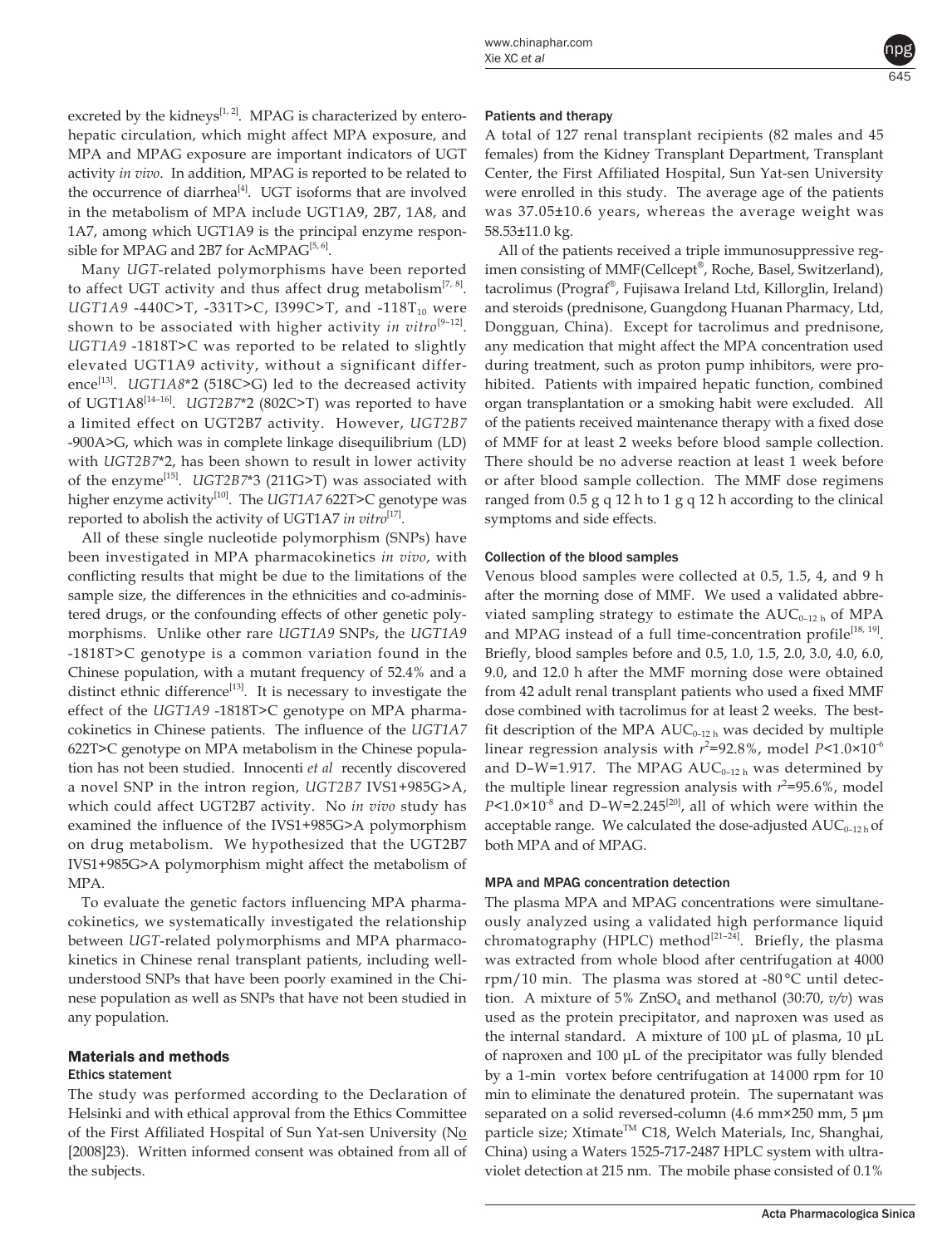excreted by the kidneys[1, 2]. MPAG is characterized by enterohepatic circulation, which might affect MPA exposure, and MPA and MPAG exposure are important indicators of UGT activity *in vivo*. In addition, MPAG is reported to be related to the occurrence of diarrhea[4]. UGT isoforms that are involved in the metabolism of MPA include UGT1A9, 2B7, 1A8, and 1A7, among which UGT1A9 is the principal enzyme responsible for MPAG and 2B7 for AcMPAG[5, 6].

Many *UGT*-related polymorphisms have been reported to affect UGT activity and thus affect drug metabolism[7, 8]. *UGT1A9* -440C>T, -331T>C, I399C>T, and -118$T_{10}$ were shown to be associated with higher activity *in vitro*[9–12]. *UGT1A9* -1818T>C was reported to be related to slightly elevated UGT1A9 activity, without a significant difference[13]. *UGT1A8*\*2 (518C>G) led to the decreased activity of UGT1A8[14–16]. *UGT2B7*\*2 (802C>T) was reported to have a limited effect on UGT2B7 activity. However, *UGT2B7* -900A>G, which was in complete linkage disequilibrium (LD) with *UGT2B7*\*2, has been shown to result in lower activity of the enzyme[15]. *UGT2B7*\*3 (211G>T) was associated with higher enzyme activity[10]. The *UGT1A7* 622T>C genotype was reported to abolish the activity of UGT1A7 *in vitro*[17].

All of these single nucleotide polymorphism (SNPs) have been investigated in MPA pharmacokinetics *in vivo*, with conflicting results that might be due to the limitations of the sample size, the differences in the ethnicities and co-administered drugs, or the confounding effects of other genetic polymorphisms. Unlike other rare *UGT1A9* SNPs, the *UGT1A9* -1818T>C genotype is a common variation found in the Chinese population, with a mutant frequency of 52.4% and a distinct ethnic difference[13]. It is necessary to investigate the effect of the *UGT1A9* -1818T>C genotype on MPA pharmacokinetics in Chinese patients. The influence of the *UGT1A7* 622T>C genotype on MPA metabolism in the Chinese population has not been studied. Innocenti *et al* recently discovered a novel SNP in the intron region, *UGT2B7* IVS1+985G>A, which could affect UGT2B7 activity. No *in vivo* study has examined the influence of the IVS1+985G>A polymorphism on drug metabolism. We hypothesized that the UGT2B7 IVS1+985G>A polymorphism might affect the metabolism of MPA.

To evaluate the genetic factors influencing MPA pharmacokinetics, we systematically investigated the relationship between *UGT*-related polymorphisms and MPA pharmacokinetics in Chinese renal transplant patients, including well-understood SNPs that have been poorly examined in the Chinese population as well as SNPs that have not been studied in any population.

## Materials and methods

### Ethics statement

The study was performed according to the Declaration of Helsinki and with ethical approval from the Ethics Committee of the First Affiliated Hospital of Sun Yat-sen University (No [2008]23). Written informed consent was obtained from all of the subjects.

### Patients and therapy

A total of 127 renal transplant recipients (82 males and 45 females) from the Kidney Transplant Department, Transplant Center, the First Affiliated Hospital, Sun Yat-sen University were enrolled in this study. The average age of the patients was 37.05±10.6 years, whereas the average weight was 58.53±11.0 kg.

All of the patients received a triple immunosuppressive regimen consisting of MMF(Cellcept®, Roche, Basel, Switzerland), tacrolimus (Prograf®, Fujisawa Ireland Ltd, Killorglin, Ireland) and steroids (prednisone, Guangdong Huanan Pharmacy, Ltd, Dongguan, China). Except for tacrolimus and prednisone, any medication that might affect the MPA concentration used during treatment, such as proton pump inhibitors, were prohibited. Patients with impaired hepatic function, combined organ transplantation or a smoking habit were excluded. All of the patients received maintenance therapy with a fixed dose of MMF for at least 2 weeks before blood sample collection. There should be no adverse reaction at least 1 week before or after blood sample collection. The MMF dose regimens ranged from 0.5 g q 12 h to 1 g q 12 h according to the clinical symptoms and side effects.

### Collection of the blood samples

Venous blood samples were collected at 0.5, 1.5, 4, and 9 h after the morning dose of MMF. We used a validated abbreviated sampling strategy to estimate the $AUC_{0-12\ h}$ of MPA and MPAG instead of a full time-concentration profile[18, 19]. Briefly, blood samples before and 0.5, 1.0, 1.5, 2.0, 3.0, 4.0, 6.0, 9.0, and 12.0 h after the MMF morning dose were obtained from 42 adult renal transplant patients who used a fixed MMF dose combined with tacrolimus for at least 2 weeks. The best-fit description of the MPA $AUC_{0-12\ h}$ was decided by multiple linear regression analysis with $r^2$=92.8%, model $P<1.0\times10^{-6}$ and D–W=1.917. The MPAG $AUC_{0-12\ h}$ was determined by the multiple linear regression analysis with $r^2$=95.6%, model $P<1.0\times10^{-8}$ and D–W=2.245[20], all of which were within the acceptable range. We calculated the dose-adjusted $AUC_{0-12\ h}$ of both MPA and of MPAG.

### MPA and MPAG concentration detection

The plasma MPA and MPAG concentrations were simultaneously analyzed using a validated high performance liquid chromatography (HPLC) method[21–24]. Briefly, the plasma was extracted from whole blood after centrifugation at 4000 rpm/10 min. The plasma was stored at -80 °C until detection. A mixture of 5% $ZnSO_4$ and methanol (30:70, *v/v*) was used as the protein precipitator, and naproxen was used as the internal standard. A mixture of 100 μL of plasma, 10 μL of naproxen and 100 μL of the precipitator was fully blended by a 1-min vortex before centrifugation at 14000 rpm for 10 min to eliminate the denatured protein. The supernatant was separated on a solid reversed-column (4.6 mm×250 mm, 5 μm particle size; Xtimate™ C18, Welch Materials, Inc, Shanghai, China) using a Waters 1525-717-2487 HPLC system with ultraviolet detection at 215 nm. The mobile phase consisted of 0.1%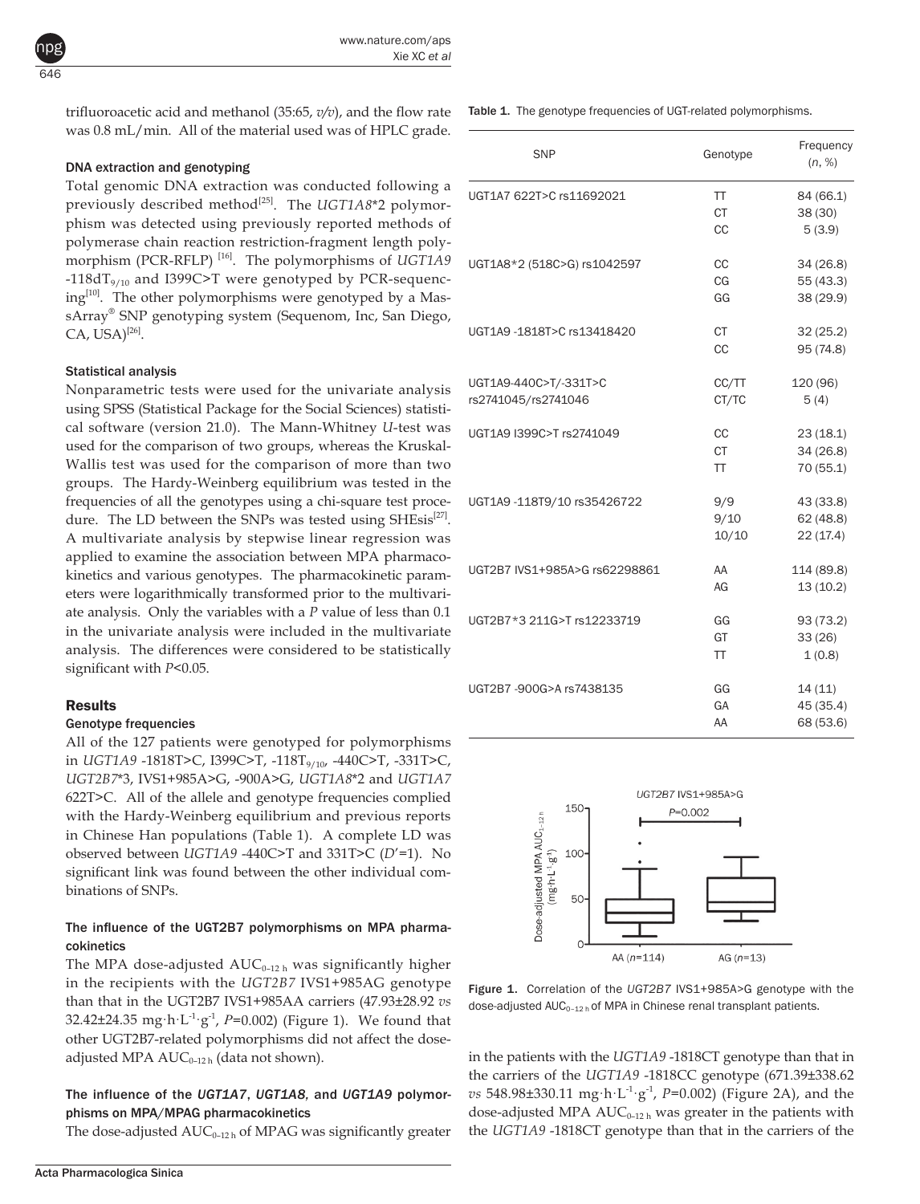trifluoroacetic acid and methanol (35:65, *v/v*), and the flow rate was 0.8 mL/min. All of the material used was of HPLC grade.

### DNA extraction and genotyping

Total genomic DNA extraction was conducted following a previously described method[25]. The *UGT1A8*\*2 polymorphism was detected using previously reported methods of polymerase chain reaction restriction-fragment length polymorphism (PCR-RFLP) [16]. The polymorphisms of *UGT1A9* -118dT$_{9/10}$ and I399C>T were genotyped by PCR-sequencing[10]. The other polymorphisms were genotyped by a MassArray® SNP genotyping system (Sequenom, Inc, San Diego, CA, USA)[26].

### Statistical analysis

Nonparametric tests were used for the univariate analysis using SPSS (Statistical Package for the Social Sciences) statistical software (version 21.0). The Mann-Whitney *U*-test was used for the comparison of two groups, whereas the Kruskal-Wallis test was used for the comparison of more than two groups. The Hardy-Weinberg equilibrium was tested in the frequencies of all the genotypes using a chi-square test procedure. The LD between the SNPs was tested using SHEsis[27]. A multivariate analysis by stepwise linear regression was applied to examine the association between MPA pharmacokinetics and various genotypes. The pharmacokinetic parameters were logarithmically transformed prior to the multivariate analysis. Only the variables with a *P* value of less than 0.1 in the univariate analysis were included in the multivariate analysis. The differences were considered to be statistically significant with $P<0.05$.

## Results

### Genotype frequencies

All of the 127 patients were genotyped for polymorphisms in *UGT1A9* -1818T>C, I399C>T, -118T$_{9/10}$, -440C>T, -331T>C, *UGT2B7*\*3, IVS1+985A>G, -900A>G, *UGT1A8*\*2 and *UGT1A7* 622T>C. All of the allele and genotype frequencies complied with the Hardy-Weinberg equilibrium and previous reports in Chinese Han populations (Table 1). A complete LD was observed between *UGT1A9* -440C>T and 331T>C ($D'$=1). No significant link was found between the other individual combinations of SNPs.

### The influence of the UGT2B7 polymorphisms on MPA pharmacokinetics

The MPA dose-adjusted AUC$_{0-12\text{ h}}$ was significantly higher in the recipients with the *UGT2B7* IVS1+985AG genotype than that in the UGT2B7 IVS1+985AA carriers (47.93±28.92 *vs* 32.42±24.35 mg·h·L$^{-1}$·g$^{-1}$, $P$=0.002) (Figure 1). We found that other UGT2B7-related polymorphisms did not affect the dose-adjusted MPA AUC$_{0-12\text{ h}}$ (data not shown).

### The influence of the *UGT1A7*, *UGT1A8*, and *UGT1A9* polymorphisms on MPA/MPAG pharmacokinetics

The dose-adjusted AUC$_{0-12\text{ h}}$ of MPAG was significantly greater in the patients with the *UGT1A9* -1818CT genotype than that in the carriers of the *UGT1A9* -1818CC genotype (671.39±338.62 *vs* 548.98±330.11 mg·h·L$^{-1}$·g$^{-1}$, $P$=0.002) (Figure 2A), and the dose-adjusted MPA AUC$_{0-12\text{ h}}$ was greater in the patients with the *UGT1A9* -1818CT genotype than that in the carriers of the

Table 1. The genotype frequencies of UGT-related polymorphisms.

| SNP | Genotype | Frequency (*n*, %) |
|---|---|---|
| UGT1A7 622T>C rs11692021 | TT | 84 (66.1) |
| | CT | 38 (30) |
| | CC | 5 (3.9) |
| UGT1A8\*2 (518C>G) rs1042597 | CC | 34 (26.8) |
| | CG | 55 (43.3) |
| | GG | 38 (29.9) |
| UGT1A9 -1818T>C rs13418420 | CT | 32 (25.2) |
| | CC | 95 (74.8) |
| UGT1A9-440C>T/-331T>C rs2741045/rs2741046 | CC/TT | 120 (96) |
| | CT/TC | 5 (4) |
| UGT1A9 I399C>T rs2741049 | CC | 23 (18.1) |
| | CT | 34 (26.8) |
| | TT | 70 (55.1) |
| UGT1A9 -118T9/10 rs35426722 | 9/9 | 43 (33.8) |
| | 9/10 | 62 (48.8) |
| | 10/10 | 22 (17.4) |
| UGT2B7 IVS1+985A>G rs62298861 | AA | 114 (89.8) |
| | AG | 13 (10.2) |
| UGT2B7\*3 211G>T rs12233719 | GG | 93 (73.2) |
| | GT | 33 (26) |
| | TT | 1 (0.8) |
| UGT2B7 -900G>A rs7438135 | GG | 14 (11) |
| | GA | 45 (35.4) |
| | AA | 68 (53.6) |

Figure 1. Correlation of the *UGT2B7* IVS1+985A>G genotype with the dose-adjusted AUC$_{0-12\text{ h}}$ of MPA in Chinese renal transplant patients.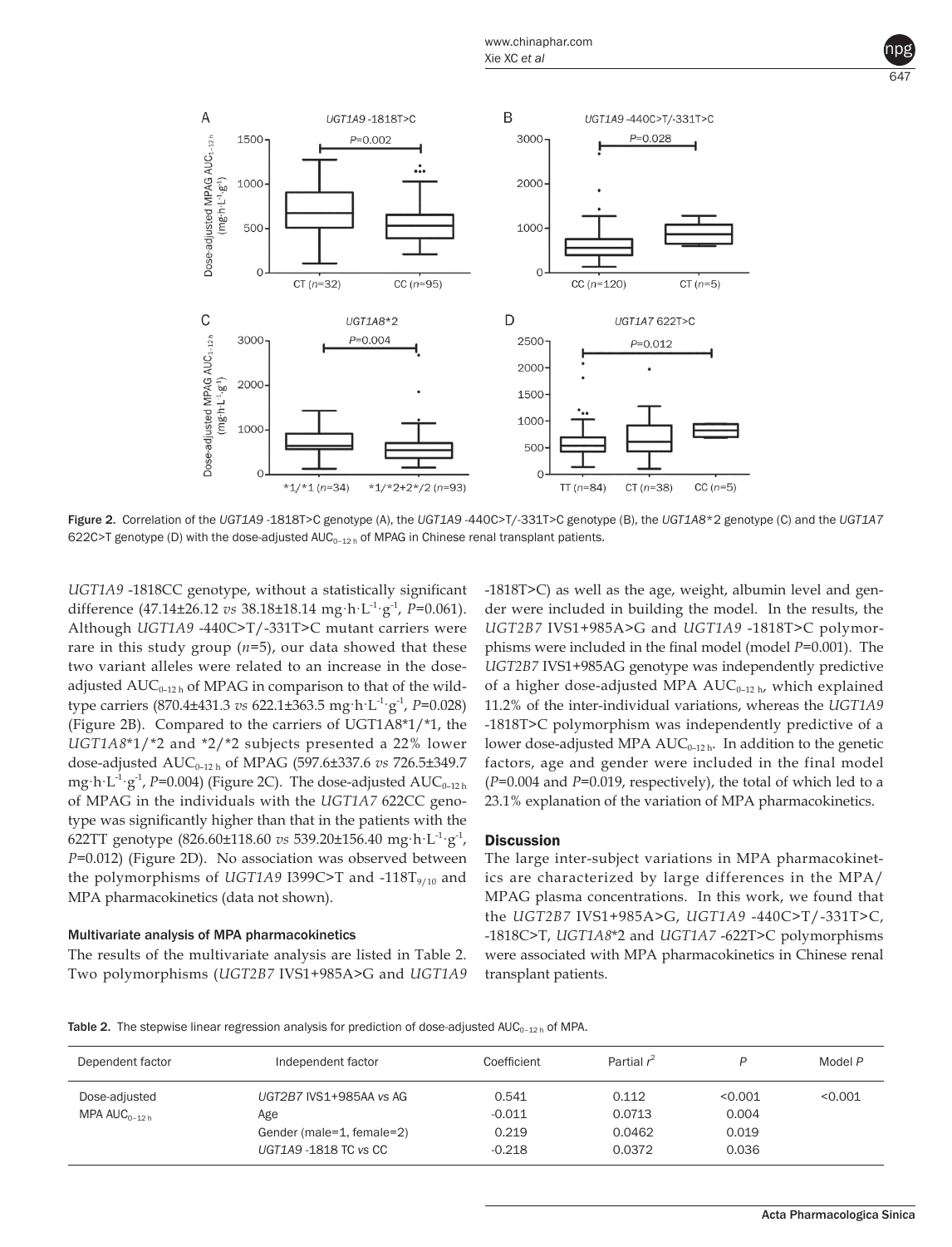Figure 2. Correlation of the *UGT1A9* -1818T>C genotype (A), the *UGT1A9* -440C>T/-331T>C genotype (B), the *UGT1A8*\*2 genotype (C) and the *UGT1A7* 622C>T genotype (D) with the dose-adjusted $AUC_{0-12\,h}$ of MPAG in Chinese renal transplant patients.

*UGT1A9* -1818CC genotype, without a statistically significant difference (47.14±26.12 *vs* 38.18±18.14 $mg \cdot h \cdot L^{-1} \cdot g^{-1}$, *P*=0.061). Although *UGT1A9* -440C>T/-331T>C mutant carriers were rare in this study group (*n*=5), our data showed that these two variant alleles were related to an increase in the dose-adjusted $AUC_{0-12\,h}$ of MPAG in comparison to that of the wild-type carriers (870.4±431.3 *vs* 622.1±363.5 $mg \cdot h \cdot L^{-1} \cdot g^{-1}$, *P*=0.028) (Figure 2B). Compared to the carriers of UGT1A8*1/*1, the *UGT1A8*\*1/\*2 and \*2/\*2 subjects presented a 22% lower dose-adjusted $AUC_{0-12\,h}$ of MPAG (597.6±337.6 *vs* 726.5±349.7 $mg \cdot h \cdot L^{-1} \cdot g^{-1}$, *P*=0.004) (Figure 2C). The dose-adjusted $AUC_{0-12\,h}$ of MPAG in the individuals with the *UGT1A7* 622CC genotype was significantly higher than that in the patients with the 622TT genotype (826.60±118.60 *vs* 539.20±156.40 $mg \cdot h \cdot L^{-1} \cdot g^{-1}$, *P*=0.012) (Figure 2D). No association was observed between the polymorphisms of *UGT1A9* I399C>T and -118$T_{9/10}$ and MPA pharmacokinetics (data not shown).

### Multivariate analysis of MPA pharmacokinetics

The results of the multivariate analysis are listed in Table 2. Two polymorphisms (*UGT2B7* IVS1+985A>G and *UGT1A9* -1818T>C) as well as the age, weight, albumin level and gender were included in building the model. In the results, the *UGT2B7* IVS1+985A>G and *UGT1A9* -1818T>C polymorphisms were included in the final model (model *P*=0.001). The *UGT2B7* IVS1+985AG genotype was independently predictive of a higher dose-adjusted MPA $AUC_{0-12\,h}$, which explained 11.2% of the inter-individual variations, whereas the *UGT1A9* -1818T>C polymorphism was independently predictive of a lower dose-adjusted MPA $AUC_{0-12\,h}$. In addition to the genetic factors, age and gender were included in the final model (*P*=0.004 and *P*=0.019, respectively), the total of which led to a 23.1% explanation of the variation of MPA pharmacokinetics.

## Discussion

The large inter-subject variations in MPA pharmacokinetics are characterized by large differences in the MPA/MPAG plasma concentrations. In this work, we found that the *UGT2B7* IVS1+985A>G, *UGT1A9* -440C>T/-331T>C, -1818C>T, *UGT1A8*\*2 and *UGT1A7* -622T>C polymorphisms were associated with MPA pharmacokinetics in Chinese renal transplant patients.

Table 2. The stepwise linear regression analysis for prediction of dose-adjusted $AUC_{0-12\,h}$ of MPA.

| Dependent factor | Independent factor | Coefficient | Partial $r^2$ | *P* | Model *P* |
|---|---|---|---|---|---|
| Dose-adjusted MPA $AUC_{0-12\,h}$ | *UGT2B7* IVS1+985AA *vs* AG | 0.541 | 0.112 | <0.001 | <0.001 |
| | Age | -0.011 | 0.0713 | 0.004 | |
| | Gender (male=1, female=2) | 0.219 | 0.0462 | 0.019 | |
| | *UGT1A9* -1818 TC *vs* CC | -0.218 | 0.0372 | 0.036 | |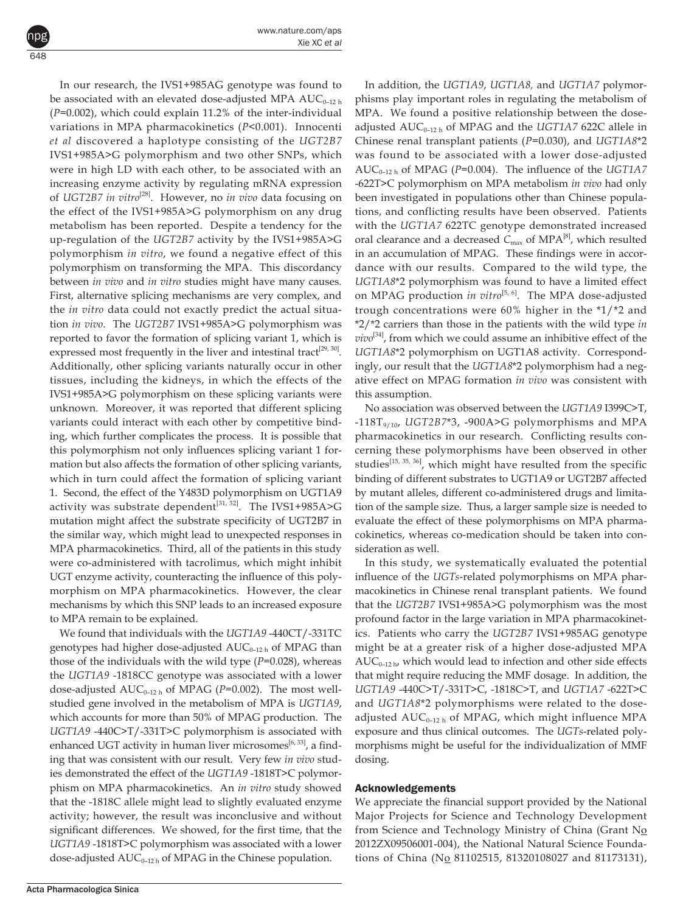In our research, the IVS1+985AG genotype was found to be associated with an elevated dose-adjusted MPA $AUC_{0-12\ h}$ ($P$=0.002), which could explain 11.2% of the inter-individual variations in MPA pharmacokinetics ($P$<0.001). Innocenti *et al* discovered a haplotype consisting of the *UGT2B7* IVS1+985A>G polymorphism and two other SNPs, which were in high LD with each other, to be associated with an increasing enzyme activity by regulating mRNA expression of *UGT2B7 in vitro*[28]. However, no *in vivo* data focusing on the effect of the IVS1+985A>G polymorphism on any drug metabolism has been reported. Despite a tendency for the up-regulation of the *UGT2B7* activity by the IVS1+985A>G polymorphism *in vitro*, we found a negative effect of this polymorphism on transforming the MPA. This discordancy between *in vivo* and *in vitro* studies might have many causes. First, alternative splicing mechanisms are very complex, and the *in vitro* data could not exactly predict the actual situation *in vivo*. The *UGT2B7* IVS1+985A>G polymorphism was reported to favor the formation of splicing variant 1, which is expressed most frequently in the liver and intestinal tract[29, 30]. Additionally, other splicing variants naturally occur in other tissues, including the kidneys, in which the effects of the IVS1+985A>G polymorphism on these splicing variants were unknown. Moreover, it was reported that different splicing variants could interact with each other by competitive binding, which further complicates the process. It is possible that this polymorphism not only influences splicing variant 1 formation but also affects the formation of other splicing variants, which in turn could affect the formation of splicing variant 1. Second, the effect of the Y483D polymorphism on UGT1A9 activity was substrate dependent[31, 32]. The IVS1+985A>G mutation might affect the substrate specificity of UGT2B7 in the similar way, which might lead to unexpected responses in MPA pharmacokinetics. Third, all of the patients in this study were co-administered with tacrolimus, which might inhibit UGT enzyme activity, counteracting the influence of this polymorphism on MPA pharmacokinetics. However, the clear mechanisms by which this SNP leads to an increased exposure to MPA remain to be explained.

We found that individuals with the *UGT1A9* -440CT/-331TC genotypes had higher dose-adjusted $AUC_{0-12\ h}$ of MPAG than those of the individuals with the wild type ($P$=0.028), whereas the *UGT1A9* -1818CC genotype was associated with a lower dose-adjusted $AUC_{0-12\ h}$ of MPAG ($P$=0.002). The most well-studied gene involved in the metabolism of MPA is *UGT1A9*, which accounts for more than 50% of MPAG production. The *UGT1A9* -440C>T/-331T>C polymorphism is associated with enhanced UGT activity in human liver microsomes[6, 33], a finding that was consistent with our result. Very few *in vivo* studies demonstrated the effect of the *UGT1A9* -1818T>C polymorphism on MPA pharmacokinetics. An *in vitro* study showed that the -1818C allele might lead to slightly evaluated enzyme activity; however, the result was inconclusive and without significant differences. We showed, for the first time, that the *UGT1A9* -1818T>C polymorphism was associated with a lower dose-adjusted $AUC_{0-12\ h}$ of MPAG in the Chinese population.

In addition, the *UGT1A9*, *UGT1A8*, and *UGT1A7* polymorphisms play important roles in regulating the metabolism of MPA. We found a positive relationship between the dose-adjusted $AUC_{0-12\ h}$ of MPAG and the *UGT1A7* 622C allele in Chinese renal transplant patients ($P$=0.030), and *UGT1A8*\*2 was found to be associated with a lower dose-adjusted $AUC_{0-12\ h}$ of MPAG ($P$=0.004). The influence of the *UGT1A7* -622T>C polymorphism on MPA metabolism *in vivo* had only been investigated in populations other than Chinese populations, and conflicting results have been observed. Patients with the *UGT1A7* 622TC genotype demonstrated increased oral clearance and a decreased $C_{max}$ of MPA[8], which resulted in an accumulation of MPAG. These findings were in accordance with our results. Compared to the wild type, the *UGT1A8*\*2 polymorphism was found to have a limited effect on MPAG production *in vitro*[5, 6]. The MPA dose-adjusted trough concentrations were 60% higher in the \*1/\*2 and \*2/\*2 carriers than those in the patients with the wild type *in vivo*[34], from which we could assume an inhibitive effect of the *UGT1A8*\*2 polymorphism on UGT1A8 activity. Correspondingly, our result that the *UGT1A8*\*2 polymorphism had a negative effect on MPAG formation *in vivo* was consistent with this assumption.

No association was observed between the *UGT1A9* I399C>T, -118$T_{9/10}$, *UGT2B7*\*3, -900A>G polymorphisms and MPA pharmacokinetics in our research. Conflicting results concerning these polymorphisms have been observed in other studies[15, 35, 36], which might have resulted from the specific binding of different substrates to UGT1A9 or UGT2B7 affected by mutant alleles, different co-administered drugs and limitation of the sample size. Thus, a larger sample size is needed to evaluate the effect of these polymorphisms on MPA pharmacokinetics, whereas co-medication should be taken into consideration as well.

In this study, we systematically evaluated the potential influence of the *UGTs*-related polymorphisms on MPA pharmacokinetics in Chinese renal transplant patients. We found that the *UGT2B7* IVS1+985A>G polymorphism was the most profound factor in the large variation in MPA pharmacokinetics. Patients who carry the *UGT2B7* IVS1+985AG genotype might be at a greater risk of a higher dose-adjusted MPA $AUC_{0-12\ h}$, which would lead to infection and other side effects that might require reducing the MMF dosage. In addition, the *UGT1A9* -440C>T/-331T>C, -1818C>T, and *UGT1A7* -622T>C and *UGT1A8*\*2 polymorphisms were related to the dose-adjusted $AUC_{0-12\ h}$ of MPAG, which might influence MPA exposure and thus clinical outcomes. The *UGTs*-related polymorphisms might be useful for the individualization of MMF dosing.

## Acknowledgements

We appreciate the financial support provided by the National Major Projects for Science and Technology Development from Science and Technology Ministry of China (Grant No 2012ZX09506001-004), the National Natural Science Foundations of China (No 81102515, 81320108027 and 81173131),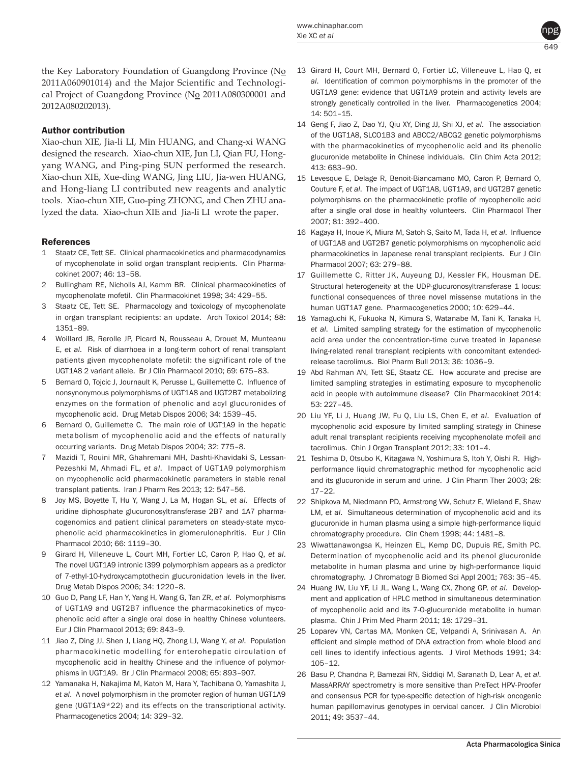the Key Laboratory Foundation of Guangdong Province (No 2011A060901014) and the Major Scientific and Technological Project of Guangdong Province (No 2011A080300001 and 2012A080202013).

## Author contribution

Xiao-chun XIE, Jia-li LI, Min HUANG, and Chang-xi WANG designed the research. Xiao-chun XIE, Jun LI, Qian FU, Hong-yang WANG, and Ping-ping SUN performed the research. Xiao-chun XIE, Xue-ding WANG, Jing LIU, Jia-wen HUANG, and Hong-liang LI contributed new reagents and analytic tools. Xiao-chun XIE, Guo-ping ZHONG, and Chen ZHU analyzed the data. Xiao-chun XIE and Jia-li LI wrote the paper.

## References

1. Staatz CE, Tett SE. Clinical pharmacokinetics and pharmacodynamics of mycophenolate in solid organ transplant recipients. Clin Pharmacokinet 2007; 46: 13–58.
2. Bullingham RE, Nicholls AJ, Kamm BR. Clinical pharmacokinetics of mycophenolate mofetil. Clin Pharmacokinet 1998; 34: 429–55.
3. Staatz CE, Tett SE. Pharmacology and toxicology of mycophenolate in organ transplant recipients: an update. Arch Toxicol 2014; 88: 1351–89.
4. Woillard JB, Rerolle JP, Picard N, Rousseau A, Drouet M, Munteanu E, *et al*. Risk of diarrhoea in a long-term cohort of renal transplant patients given mycophenolate mofetil: the significant role of the UGT1A8 2 variant allele. Br J Clin Pharmacol 2010; 69: 675–83.
5. Bernard O, Tojcic J, Journault K, Perusse L, Guillemette C. Influence of nonsynonymous polymorphisms of UGT1A8 and UGT2B7 metabolizing enzymes on the formation of phenolic and acyl glucuronides of mycophenolic acid. Drug Metab Dispos 2006; 34: 1539–45.
6. Bernard O, Guillemette C. The main role of UGT1A9 in the hepatic metabolism of mycophenolic acid and the effects of naturally occurring variants. Drug Metab Dispos 2004; 32: 775–8.
7. Mazidi T, Rouini MR, Ghahremani MH, Dashti-Khavidaki S, Lessan-Pezeshki M, Ahmadi FL, *et al*. Impact of UGT1A9 polymorphism on mycophenolic acid pharmacokinetic parameters in stable renal transplant patients. Iran J Pharm Res 2013; 12: 547–56.
8. Joy MS, Boyette T, Hu Y, Wang J, La M, Hogan SL, *et al*. Effects of uridine diphosphate glucuronosyltransferase 2B7 and 1A7 pharmacogenomics and patient clinical parameters on steady-state mycophenolic acid pharmacokinetics in glomerulonephritis. Eur J Clin Pharmacol 2010; 66: 1119–30.
9. Girard H, Villeneuve L, Court MH, Fortier LC, Caron P, Hao Q, *et al*. The novel UGT1A9 intronic I399 polymorphism appears as a predictor of 7-ethyl-10-hydroxycamptothecin glucuronidation levels in the liver. Drug Metab Dispos 2006; 34: 1220–8.
10. Guo D, Pang LF, Han Y, Yang H, Wang G, Tan ZR, *et al*. Polymorphisms of UGT1A9 and UGT2B7 influence the pharmacokinetics of mycophenolic acid after a single oral dose in healthy Chinese volunteers. Eur J Clin Pharmacol 2013; 69: 843–9.
11. Jiao Z, Ding JJ, Shen J, Liang HQ, Zhong LJ, Wang Y, *et al*. Population pharmacokinetic modelling for enterohepatic circulation of mycophenolic acid in healthy Chinese and the influence of polymorphisms in UGT1A9. Br J Clin Pharmacol 2008; 65: 893–907.
12. Yamanaka H, Nakajima M, Katoh M, Hara Y, Tachibana O, Yamashita J, *et al*. A novel polymorphism in the promoter region of human UGT1A9 gene (UGT1A9*22) and its effects on the transcriptional activity. Pharmacogenetics 2004; 14: 329–32.
13. Girard H, Court MH, Bernard O, Fortier LC, Villeneuve L, Hao Q, *et al*. Identification of common polymorphisms in the promoter of the UGT1A9 gene: evidence that UGT1A9 protein and activity levels are strongly genetically controlled in the liver. Pharmacogenetics 2004; 14: 501–15.
14. Geng F, Jiao Z, Dao YJ, Qiu XY, Ding JJ, Shi XJ, *et al*. The association of the UGT1A8, SLCO1B3 and ABCC2/ABCG2 genetic polymorphisms with the pharmacokinetics of mycophenolic acid and its phenolic glucuronide metabolite in Chinese individuals. Clin Chim Acta 2012; 413: 683–90.
15. Levesque E, Delage R, Benoit-Biancamano MO, Caron P, Bernard O, Couture F, *et al*. The impact of UGT1A8, UGT1A9, and UGT2B7 genetic polymorphisms on the pharmacokinetic profile of mycophenolic acid after a single oral dose in healthy volunteers. Clin Pharmacol Ther 2007; 81: 392–400.
16. Kagaya H, Inoue K, Miura M, Satoh S, Saito M, Tada H, *et al*. Influence of UGT1A8 and UGT2B7 genetic polymorphisms on mycophenolic acid pharmacokinetics in Japanese renal transplant recipients. Eur J Clin Pharmacol 2007; 63: 279–88.
17. Guillemette C, Ritter JK, Auyeung DJ, Kessler FK, Housman DE. Structural heterogeneity at the UDP-glucuronosyltransferase 1 locus: functional consequences of three novel missense mutations in the human UGT1A7 gene. Pharmacogenetics 2000; 10: 629–44.
18. Yamaguchi K, Fukuoka N, Kimura S, Watanabe M, Tani K, Tanaka H, *et al*. Limited sampling strategy for the estimation of mycophenolic acid area under the concentration-time curve treated in Japanese living-related renal transplant recipients with concomitant extended-release tacrolimus. Biol Pharm Bull 2013; 36: 1036–9.
19. Abd Rahman AN, Tett SE, Staatz CE. How accurate and precise are limited sampling strategies in estimating exposure to mycophenolic acid in people with autoimmune disease? Clin Pharmacokinet 2014; 53: 227–45.
20. Liu YF, Li J, Huang JW, Fu Q, Liu LS, Chen E, *et al*. Evaluation of mycophenolic acid exposure by limited sampling strategy in Chinese adult renal transplant recipients receiving mycophenolate mofeil and tacrolimus. Chin J Organ Transplant 2012; 33: 101–4.
21. Teshima D, Otsubo K, Kitagawa N, Yoshimura S, Itoh Y, Oishi R. High-performance liquid chromatographic method for mycophenolic acid and its glucuronide in serum and urine. J Clin Pharm Ther 2003; 28: 17–22.
22. Shipkova M, Niedmann PD, Armstrong VW, Schutz E, Wieland E, Shaw LM, *et al*. Simultaneous determination of mycophenolic acid and its glucuronide in human plasma using a simple high-performance liquid chromatography procedure. Clin Chem 1998; 44: 1481–8.
23. Wiwattanawongsa K, Heinzen EL, Kemp DC, Dupuis RE, Smith PC. Determination of mycophenolic acid and its phenol glucuronide metabolite in human plasma and urine by high-performance liquid chromatography. J Chromatogr B Biomed Sci Appl 2001; 763: 35–45.
24. Huang JW, Liu YF, Li JL, Wang L, Wang CX, Zhong GP, *et al*. Development and application of HPLC method in simultaneous determination of mycophenolic acid and its 7-O-glucuronide metabolite in human plasma. Chin J Prim Med Pharm 2011; 18: 1729–31.
25. Loparev VN, Cartas MA, Monken CE, Velpandi A, Srinivasan A. An efficient and simple method of DNA extraction from whole blood and cell lines to identify infectious agents. J Virol Methods 1991; 34: 105–12.
26. Basu P, Chandna P, Bamezai RN, Siddiqi M, Saranath D, Lear A, *et al*. MassARRAY spectrometry is more sensitive than PreTect HPV-Proofer and consensus PCR for type-specific detection of high-risk oncogenic human papillomavirus genotypes in cervical cancer. J Clin Microbiol 2011; 49: 3537–44.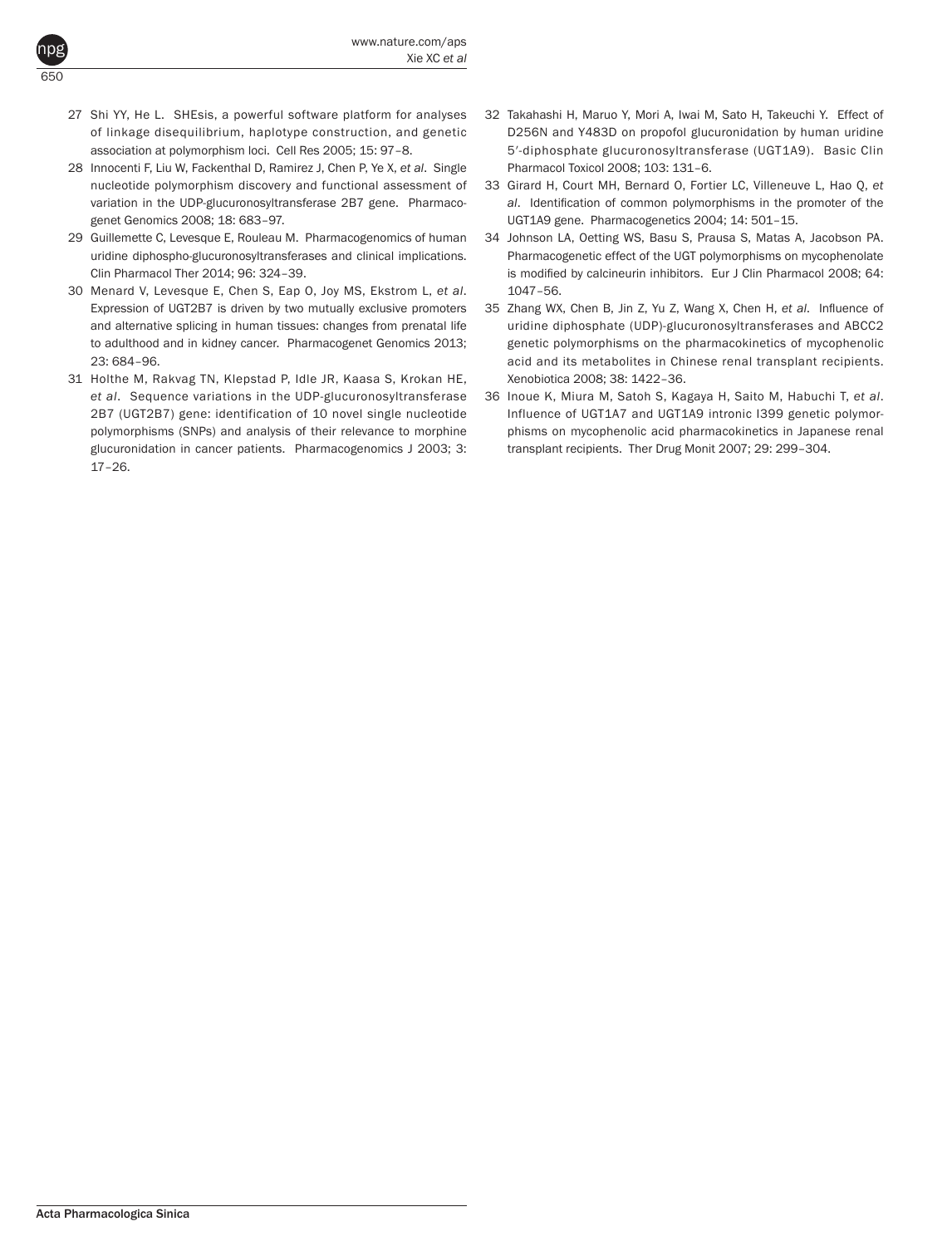27 Shi YY, He L. SHEsis, a powerful software platform for analyses of linkage disequilibrium, haplotype construction, and genetic association at polymorphism loci. Cell Res 2005; 15: 97–8.

28 Innocenti F, Liu W, Fackenthal D, Ramirez J, Chen P, Ye X, *et al*. Single nucleotide polymorphism discovery and functional assessment of variation in the UDP-glucuronosyltransferase 2B7 gene. Pharmacogenet Genomics 2008; 18: 683–97.

29 Guillemette C, Levesque E, Rouleau M. Pharmacogenomics of human uridine diphospho-glucuronosyltransferases and clinical implications. Clin Pharmacol Ther 2014; 96: 324–39.

30 Menard V, Levesque E, Chen S, Eap O, Joy MS, Ekstrom L, *et al*. Expression of UGT2B7 is driven by two mutually exclusive promoters and alternative splicing in human tissues: changes from prenatal life to adulthood and in kidney cancer. Pharmacogenet Genomics 2013; 23: 684–96.

31 Holthe M, Rakvag TN, Klepstad P, Idle JR, Kaasa S, Krokan HE, *et al*. Sequence variations in the UDP-glucuronosyltransferase 2B7 (UGT2B7) gene: identification of 10 novel single nucleotide polymorphisms (SNPs) and analysis of their relevance to morphine glucuronidation in cancer patients. Pharmacogenomics J 2003; 3: 17–26.

32 Takahashi H, Maruo Y, Mori A, Iwai M, Sato H, Takeuchi Y. Effect of D256N and Y483D on propofol glucuronidation by human uridine 5′-diphosphate glucuronosyltransferase (UGT1A9). Basic Clin Pharmacol Toxicol 2008; 103: 131–6.

33 Girard H, Court MH, Bernard O, Fortier LC, Villeneuve L, Hao Q, *et al*. Identification of common polymorphisms in the promoter of the UGT1A9 gene. Pharmacogenetics 2004; 14: 501–15.

34 Johnson LA, Oetting WS, Basu S, Prausa S, Matas A, Jacobson PA. Pharmacogenetic effect of the UGT polymorphisms on mycophenolate is modified by calcineurin inhibitors. Eur J Clin Pharmacol 2008; 64: 1047–56.

35 Zhang WX, Chen B, Jin Z, Yu Z, Wang X, Chen H, *et al*. Influence of uridine diphosphate (UDP)-glucuronosyltransferases and ABCC2 genetic polymorphisms on the pharmacokinetics of mycophenolic acid and its metabolites in Chinese renal transplant recipients. Xenobiotica 2008; 38: 1422–36.

36 Inoue K, Miura M, Satoh S, Kagaya H, Saito M, Habuchi T, *et al*. Influence of UGT1A7 and UGT1A9 intronic I399 genetic polymorphisms on mycophenolic acid pharmacokinetics in Japanese renal transplant recipients. Ther Drug Monit 2007; 29: 299–304.